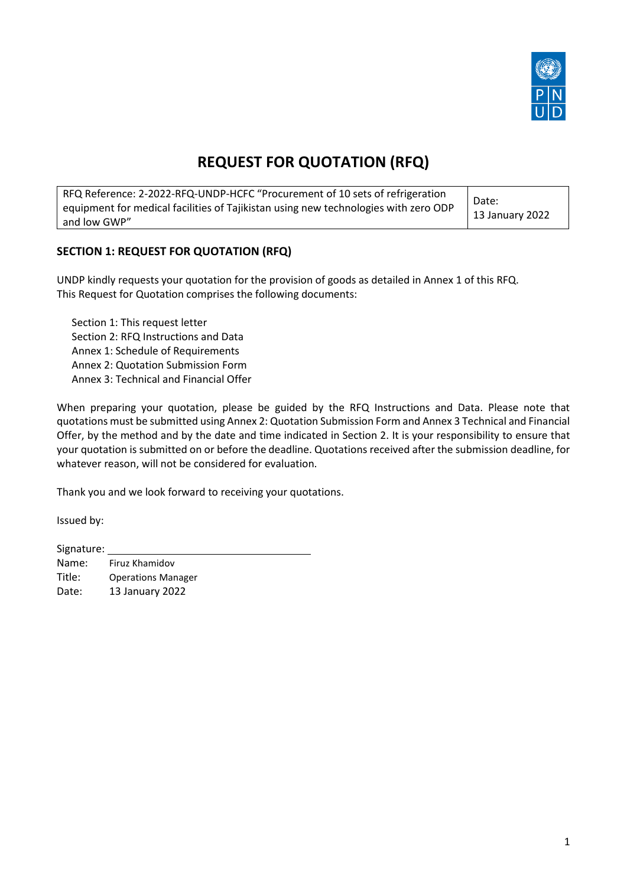# REQUEST FOR QUOTATION (RFQ)

| RFQ Reference: 2-2022-RFQ-UNDP-HCFC "Procurement of 10 sets of refrigeration equipment for medical facilities of Tajikistan using new technologies with zero ODP and low GWP" | Date: 13 January 2022 |
|---|---|

## SECTION 1: REQUEST FOR QUOTATION (RFQ)

UNDP kindly requests your quotation for the provision of goods as detailed in Annex 1 of this RFQ. This Request for Quotation comprises the following documents:

Section 1: This request letter
Section 2: RFQ Instructions and Data
Annex 1: Schedule of Requirements
Annex 2: Quotation Submission Form
Annex 3: Technical and Financial Offer

When preparing your quotation, please be guided by the RFQ Instructions and Data. Please note that quotations must be submitted using Annex 2: Quotation Submission Form and Annex 3 Technical and Financial Offer, by the method and by the date and time indicated in Section 2. It is your responsibility to ensure that your quotation is submitted on or before the deadline. Quotations received after the submission deadline, for whatever reason, will not be considered for evaluation.

Thank you and we look forward to receiving your quotations.

Issued by:

Signature: ______________________________
Name: Firuz Khamidov
Title: Operations Manager
Date: 13 January 2022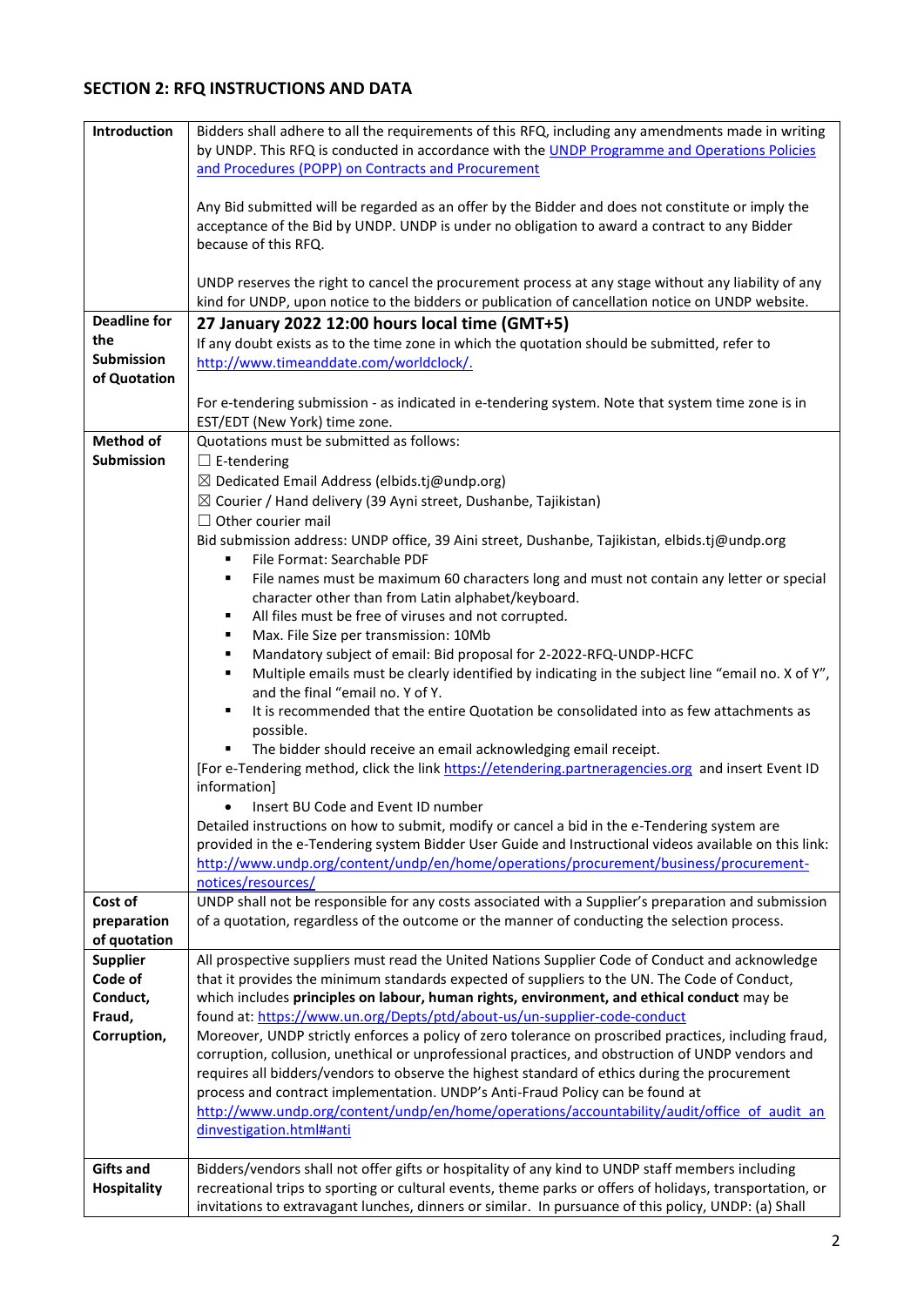## SECTION 2: RFQ INSTRUCTIONS AND DATA

| | |
|---|---|
| **Introduction** | Bidders shall adhere to all the requirements of this RFQ, including any amendments made in writing by UNDP. This RFQ is conducted in accordance with the [UNDP Programme and Operations Policies and Procedures (POPP) on Contracts and Procurement](#)<br><br>Any Bid submitted will be regarded as an offer by the Bidder and does not constitute or imply the acceptance of the Bid by UNDP. UNDP is under no obligation to award a contract to any Bidder because of this RFQ.<br><br>UNDP reserves the right to cancel the procurement process at any stage without any liability of any kind for UNDP, upon notice to the bidders or publication of cancellation notice on UNDP website. |
| **Deadline for the Submission of Quotation** | **27 January 2022 12:00 hours local time (GMT+5)**<br>If any doubt exists as to the time zone in which the quotation should be submitted, refer to http://www.timeanddate.com/worldclock/.<br><br>For e-tendering submission - as indicated in e-tendering system. Note that system time zone is in EST/EDT (New York) time zone. |
| **Method of Submission** | Quotations must be submitted as follows:<br>☐ E-tendering<br>☒ Dedicated Email Address (elbids.tj@undp.org)<br>☒ Courier / Hand delivery (39 Ayni street, Dushanbe, Tajikistan)<br>☐ Other courier mail<br>Bid submission address: UNDP office, 39 Aini street, Dushanbe, Tajikistan, elbids.tj@undp.org<br>▪ File Format: Searchable PDF<br>▪ File names must be maximum 60 characters long and must not contain any letter or special character other than from Latin alphabet/keyboard.<br>▪ All files must be free of viruses and not corrupted.<br>▪ Max. File Size per transmission: 10Mb<br>▪ Mandatory subject of email: Bid proposal for 2-2022-RFQ-UNDP-HCFC<br>▪ Multiple emails must be clearly identified by indicating in the subject line "email no. X of Y", and the final "email no. Y of Y.<br>▪ It is recommended that the entire Quotation be consolidated into as few attachments as possible.<br>▪ The bidder should receive an email acknowledging email receipt.<br>[For e-Tendering method, click the link https://etendering.partneragencies.org and insert Event ID information]<br>• Insert BU Code and Event ID number<br>Detailed instructions on how to submit, modify or cancel a bid in the e-Tendering system are provided in the e-Tendering system Bidder User Guide and Instructional videos available on this link: http://www.undp.org/content/undp/en/home/operations/procurement/business/procurement-notices/resources/ |
| **Cost of preparation of quotation** | UNDP shall not be responsible for any costs associated with a Supplier's preparation and submission of a quotation, regardless of the outcome or the manner of conducting the selection process. |
| **Supplier Code of Conduct, Fraud, Corruption,** | All prospective suppliers must read the United Nations Supplier Code of Conduct and acknowledge that it provides the minimum standards expected of suppliers to the UN. The Code of Conduct, which includes **principles on labour, human rights, environment, and ethical conduct** may be found at: https://www.un.org/Depts/ptd/about-us/un-supplier-code-conduct<br>Moreover, UNDP strictly enforces a policy of zero tolerance on proscribed practices, including fraud, corruption, collusion, unethical or unprofessional practices, and obstruction of UNDP vendors and requires all bidders/vendors to observe the highest standard of ethics during the procurement process and contract implementation. UNDP's Anti-Fraud Policy can be found at http://www.undp.org/content/undp/en/home/operations/accountability/audit/office_of_audit_andinvestigation.html#anti |
| **Gifts and Hospitality** | Bidders/vendors shall not offer gifts or hospitality of any kind to UNDP staff members including recreational trips to sporting or cultural events, theme parks or offers of holidays, transportation, or invitations to extravagant lunches, dinners or similar. In pursuance of this policy, UNDP: (a) Shall |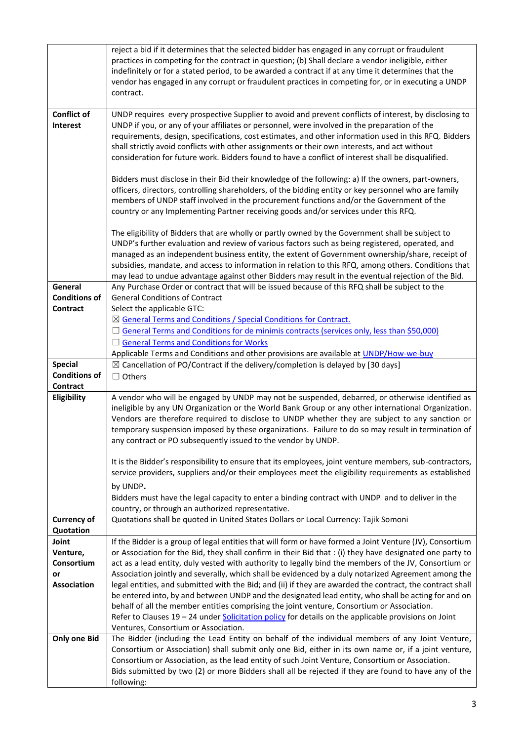| | |
|---|---|
| | reject a bid if it determines that the selected bidder has engaged in any corrupt or fraudulent practices in competing for the contract in question; (b) Shall declare a vendor ineligible, either indefinitely or for a stated period, to be awarded a contract if at any time it determines that the vendor has engaged in any corrupt or fraudulent practices in competing for, or in executing a UNDP contract. |
| **Conflict of Interest** | UNDP requires every prospective Supplier to avoid and prevent conflicts of interest, by disclosing to UNDP if you, or any of your affiliates or personnel, were involved in the preparation of the requirements, design, specifications, cost estimates, and other information used in this RFQ. Bidders shall strictly avoid conflicts with other assignments or their own interests, and act without consideration for future work. Bidders found to have a conflict of interest shall be disqualified.<br><br>Bidders must disclose in their Bid their knowledge of the following: a) If the owners, part-owners, officers, directors, controlling shareholders, of the bidding entity or key personnel who are family members of UNDP staff involved in the procurement functions and/or the Government of the country or any Implementing Partner receiving goods and/or services under this RFQ.<br><br>The eligibility of Bidders that are wholly or partly owned by the Government shall be subject to UNDP's further evaluation and review of various factors such as being registered, operated, and managed as an independent business entity, the extent of Government ownership/share, receipt of subsidies, mandate, and access to information in relation to this RFQ, among others. Conditions that may lead to undue advantage against other Bidders may result in the eventual rejection of the Bid. |
| **General Conditions of Contract** | Any Purchase Order or contract that will be issued because of this RFQ shall be subject to the General Conditions of Contract<br>Select the applicable GTC:<br>☒ General Terms and Conditions / Special Conditions for Contract.<br>☐ General Terms and Conditions for de minimis contracts (services only, less than $50,000)<br>☐ General Terms and Conditions for Works<br>Applicable Terms and Conditions and other provisions are available at UNDP/How-we-buy |
| **Special Conditions of Contract** | ☒ Cancellation of PO/Contract if the delivery/completion is delayed by [30 days]<br>☐ Others |
| **Eligibility** | A vendor who will be engaged by UNDP may not be suspended, debarred, or otherwise identified as ineligible by any UN Organization or the World Bank Group or any other international Organization. Vendors are therefore required to disclose to UNDP whether they are subject to any sanction or temporary suspension imposed by these organizations. Failure to do so may result in termination of any contract or PO subsequently issued to the vendor by UNDP.<br><br>It is the Bidder's responsibility to ensure that its employees, joint venture members, sub-contractors, service providers, suppliers and/or their employees meet the eligibility requirements as established by UNDP.<br>Bidders must have the legal capacity to enter a binding contract with UNDP and to deliver in the country, or through an authorized representative. |
| **Currency of Quotation** | Quotations shall be quoted in United States Dollars or Local Currency: Tajik Somoni |
| **Joint Venture, Consortium or Association** | If the Bidder is a group of legal entities that will form or have formed a Joint Venture (JV), Consortium or Association for the Bid, they shall confirm in their Bid that : (i) they have designated one party to act as a lead entity, duly vested with authority to legally bind the members of the JV, Consortium or Association jointly and severally, which shall be evidenced by a duly notarized Agreement among the legal entities, and submitted with the Bid; and (ii) if they are awarded the contract, the contract shall be entered into, by and between UNDP and the designated lead entity, who shall be acting for and on behalf of all the member entities comprising the joint venture, Consortium or Association.<br>Refer to Clauses 19 – 24 under Solicitation policy for details on the applicable provisions on Joint Ventures, Consortium or Association. |
| **Only one Bid** | The Bidder (including the Lead Entity on behalf of the individual members of any Joint Venture, Consortium or Association) shall submit only one Bid, either in its own name or, if a joint venture, Consortium or Association, as the lead entity of such Joint Venture, Consortium or Association.<br>Bids submitted by two (2) or more Bidders shall all be rejected if they are found to have any of the following: |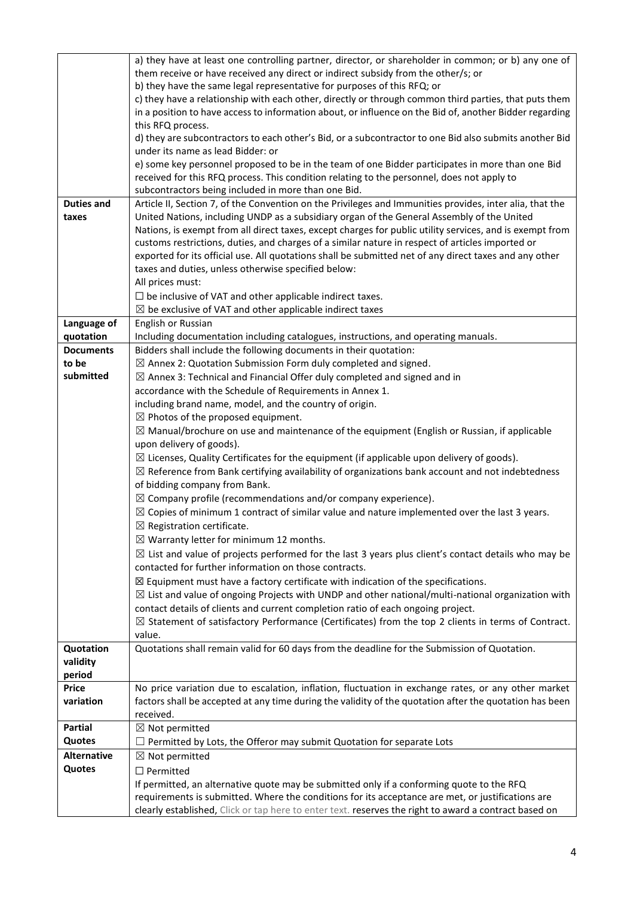| | |
|---|---|
| | a) they have at least one controlling partner, director, or shareholder in common; or b) any one of them receive or have received any direct or indirect subsidy from the other/s; or<br>b) they have the same legal representative for purposes of this RFQ; or<br>c) they have a relationship with each other, directly or through common third parties, that puts them in a position to have access to information about, or influence on the Bid of, another Bidder regarding this RFQ process.<br>d) they are subcontractors to each other's Bid, or a subcontractor to one Bid also submits another Bid under its name as lead Bidder: or<br>e) some key personnel proposed to be in the team of one Bidder participates in more than one Bid received for this RFQ process. This condition relating to the personnel, does not apply to subcontractors being included in more than one Bid. |
| **Duties and taxes** | Article II, Section 7, of the Convention on the Privileges and Immunities provides, inter alia, that the United Nations, including UNDP as a subsidiary organ of the General Assembly of the United Nations, is exempt from all direct taxes, except charges for public utility services, and is exempt from customs restrictions, duties, and charges of a similar nature in respect of articles imported or exported for its official use. All quotations shall be submitted net of any direct taxes and any other taxes and duties, unless otherwise specified below:<br>All prices must:<br>☐ be inclusive of VAT and other applicable indirect taxes.<br>☒ be exclusive of VAT and other applicable indirect taxes |
| **Language of quotation** | English or Russian<br>Including documentation including catalogues, instructions, and operating manuals. |
| **Documents to be submitted** | Bidders shall include the following documents in their quotation:<br>☒ Annex 2: Quotation Submission Form duly completed and signed.<br>☒ Annex 3: Technical and Financial Offer duly completed and signed and in accordance with the Schedule of Requirements in Annex 1.<br>including brand name, model, and the country of origin.<br>☒ Photos of the proposed equipment.<br>☒ Manual/brochure on use and maintenance of the equipment (English or Russian, if applicable upon delivery of goods).<br>☒ Licenses, Quality Certificates for the equipment (if applicable upon delivery of goods).<br>☒ Reference from Bank certifying availability of organizations bank account and not indebtedness of bidding company from Bank.<br>☒ Company profile (recommendations and/or company experience).<br>☒ Copies of minimum 1 contract of similar value and nature implemented over the last 3 years.<br>☒ Registration certificate.<br>☒ Warranty letter for minimum 12 months.<br>☒ List and value of projects performed for the last 3 years plus client's contact details who may be contacted for further information on those contracts.<br>☒ Equipment must have a factory certificate with indication of the specifications.<br>☒ List and value of ongoing Projects with UNDP and other national/multi-national organization with contact details of clients and current completion ratio of each ongoing project.<br>☒ Statement of satisfactory Performance (Certificates) from the top 2 clients in terms of Contract. value. |
| **Quotation validity period** | Quotations shall remain valid for 60 days from the deadline for the Submission of Quotation. |
| **Price variation** | No price variation due to escalation, inflation, fluctuation in exchange rates, or any other market factors shall be accepted at any time during the validity of the quotation after the quotation has been received. |
| **Partial Quotes** | ☒ Not permitted<br>☐ Permitted by Lots, the Offeror may submit Quotation for separate Lots |
| **Alternative Quotes** | ☒ Not permitted<br>☐ Permitted<br>If permitted, an alternative quote may be submitted only if a conforming quote to the RFQ requirements is submitted. Where the conditions for its acceptance are met, or justifications are clearly established, Click or tap here to enter text. reserves the right to award a contract based on |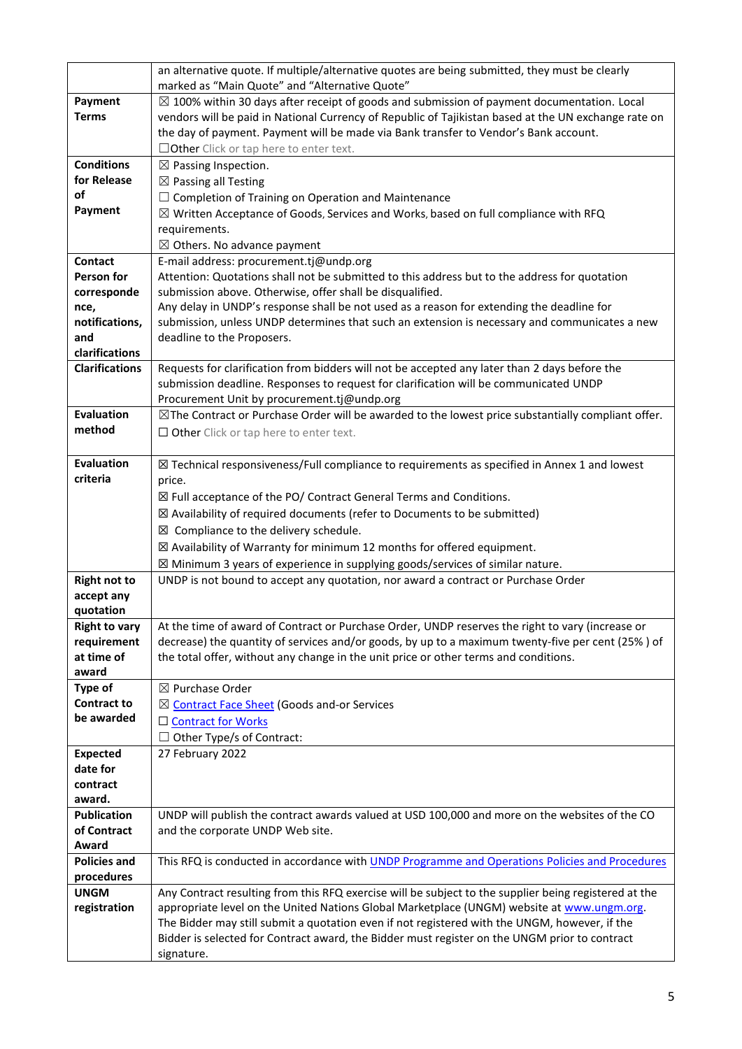| | |
|---|---|
| | an alternative quote. If multiple/alternative quotes are being submitted, they must be clearly marked as "Main Quote" and "Alternative Quote" |
| **Payment Terms** | ☒ 100% within 30 days after receipt of goods and submission of payment documentation. Local vendors will be paid in National Currency of Republic of Tajikistan based at the UN exchange rate on the day of payment. Payment will be made via Bank transfer to Vendor's Bank account.<br>☐Other Click or tap here to enter text. |
| **Conditions for Release of Payment** | ☒ Passing Inspection.<br>☒ Passing all Testing<br>☐ Completion of Training on Operation and Maintenance<br>☒ Written Acceptance of Goods, Services and Works, based on full compliance with RFQ requirements.<br>☒ Others. No advance payment |
| **Contact Person for correspondence, notifications, and clarifications** | E-mail address: procurement.tj@undp.org<br>Attention: Quotations shall not be submitted to this address but to the address for quotation submission above. Otherwise, offer shall be disqualified.<br>Any delay in UNDP's response shall be not used as a reason for extending the deadline for submission, unless UNDP determines that such an extension is necessary and communicates a new deadline to the Proposers. |
| **Clarifications** | Requests for clarification from bidders will not be accepted any later than 2 days before the submission deadline. Responses to request for clarification will be communicated UNDP Procurement Unit by procurement.tj@undp.org |
| **Evaluation method** | ☒The Contract or Purchase Order will be awarded to the lowest price substantially compliant offer.<br>☐ Other Click or tap here to enter text. |
| **Evaluation criteria** | ☒ Technical responsiveness/Full compliance to requirements as specified in Annex 1 and lowest price.<br>☒ Full acceptance of the PO/ Contract General Terms and Conditions.<br>☒ Availability of required documents (refer to Documents to be submitted)<br>☒ Compliance to the delivery schedule.<br>☒ Availability of Warranty for minimum 12 months for offered equipment.<br>☒ Minimum 3 years of experience in supplying goods/services of similar nature. |
| **Right not to accept any quotation** | UNDP is not bound to accept any quotation, nor award a contract or Purchase Order |
| **Right to vary requirement at time of award** | At the time of award of Contract or Purchase Order, UNDP reserves the right to vary (increase or decrease) the quantity of services and/or goods, by up to a maximum twenty-five per cent (25% ) of the total offer, without any change in the unit price or other terms and conditions. |
| **Type of Contract to be awarded** | ☒ Purchase Order<br>☒ Contract Face Sheet (Goods and-or Services<br>☐ Contract for Works<br>☐ Other Type/s of Contract: |
| **Expected date for contract award.** | 27 February 2022 |
| **Publication of Contract Award** | UNDP will publish the contract awards valued at USD 100,000 and more on the websites of the CO and the corporate UNDP Web site. |
| **Policies and procedures** | This RFQ is conducted in accordance with UNDP Programme and Operations Policies and Procedures |
| **UNGM registration** | Any Contract resulting from this RFQ exercise will be subject to the supplier being registered at the appropriate level on the United Nations Global Marketplace (UNGM) website at www.ungm.org. The Bidder may still submit a quotation even if not registered with the UNGM, however, if the Bidder is selected for Contract award, the Bidder must register on the UNGM prior to contract signature. |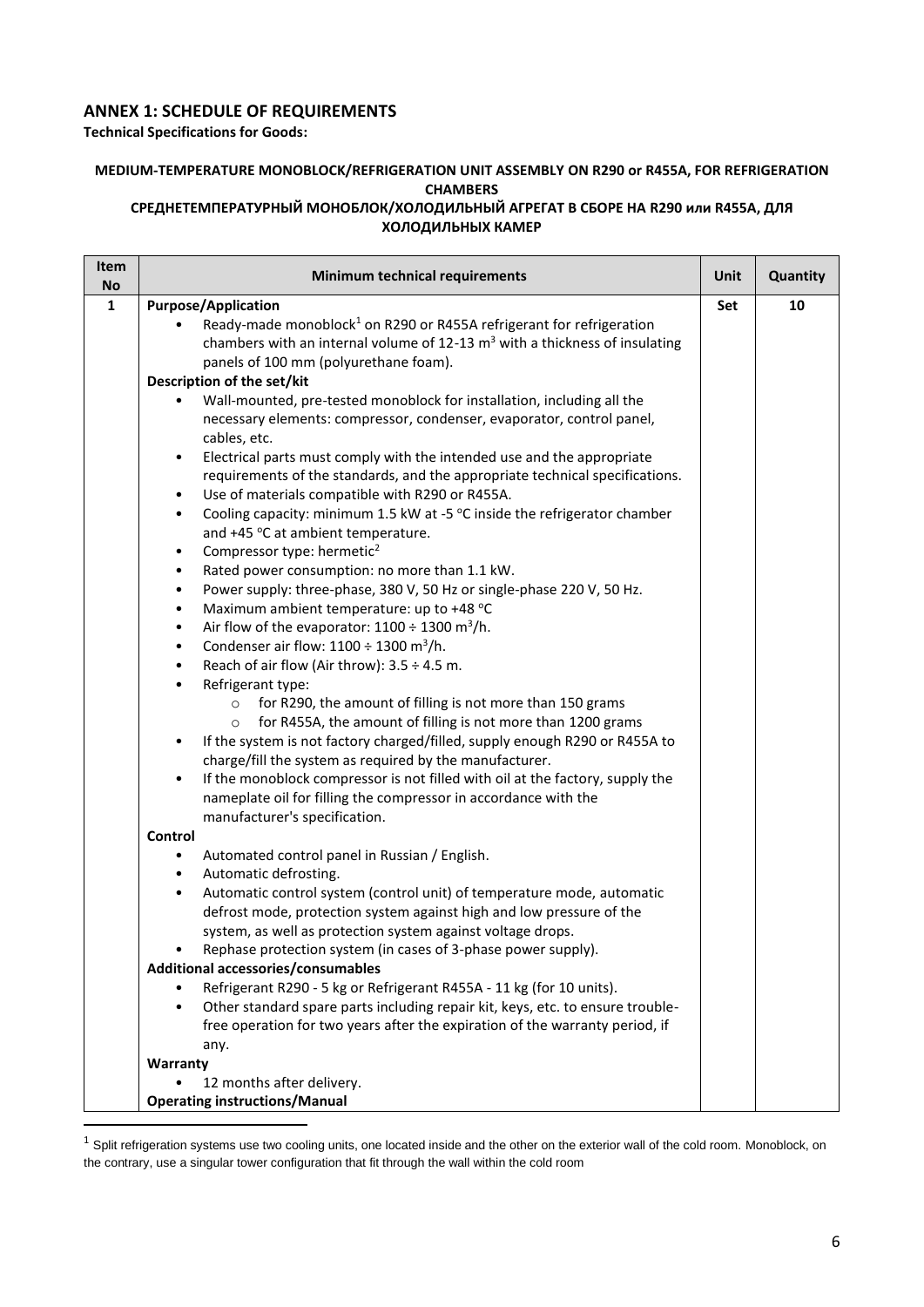## ANNEX 1: SCHEDULE OF REQUIREMENTS

**Technical Specifications for Goods:**

**MEDIUM-TEMPERATURE MONOBLOCK/REFRIGERATION UNIT ASSEMBLY ON R290 or R455A, FOR REFRIGERATION CHAMBERS**

**СРЕДНЕТЕМПЕРАТУРНЫЙ МОНОБЛОК/ХОЛОДИЛЬНЫЙ АГРЕГАТ В СБОРЕ НА R290 или R455A, ДЛЯ ХОЛОДИЛЬНЫХ КАМЕР**

| Item No | Minimum technical requirements | Unit | Quantity |
|---|---|---|---|
| 1 | **Purpose/Application**<br>• Ready-made monoblock[1] on R290 or R455A refrigerant for refrigeration chambers with an internal volume of 12-13 $m^3$ with a thickness of insulating panels of 100 mm (polyurethane foam).<br>**Description of the set/kit**<br>• Wall-mounted, pre-tested monoblock for installation, including all the necessary elements: compressor, condenser, evaporator, control panel, cables, etc.<br>• Electrical parts must comply with the intended use and the appropriate requirements of the standards, and the appropriate technical specifications.<br>• Use of materials compatible with R290 or R455A.<br>• Cooling capacity: minimum 1.5 kW at -5 °C inside the refrigerator chamber and +45 °C at ambient temperature.<br>• Compressor type: hermetic[2]<br>• Rated power consumption: no more than 1.1 kW.<br>• Power supply: three-phase, 380 V, 50 Hz or single-phase 220 V, 50 Hz.<br>• Maximum ambient temperature: up to +48 °C<br>• Air flow of the evaporator: 1100 ÷ 1300 $m^3$/h.<br>• Condenser air flow: 1100 ÷ 1300 $m^3$/h.<br>• Reach of air flow (Air throw): 3.5 ÷ 4.5 m.<br>• Refrigerant type:<br>&nbsp;&nbsp;○ for R290, the amount of filling is not more than 150 grams<br>&nbsp;&nbsp;○ for R455A, the amount of filling is not more than 1200 grams<br>• If the system is not factory charged/filled, supply enough R290 or R455A to charge/fill the system as required by the manufacturer.<br>• If the monoblock compressor is not filled with oil at the factory, supply the nameplate oil for filling the compressor in accordance with the manufacturer's specification.<br>**Control**<br>• Automated control panel in Russian / English.<br>• Automatic defrosting.<br>• Automatic control system (control unit) of temperature mode, automatic defrost mode, protection system against high and low pressure of the system, as well as protection system against voltage drops.<br>• Rephase protection system (in cases of 3-phase power supply).<br>**Additional accessories/consumables**<br>• Refrigerant R290 - 5 kg or Refrigerant R455A - 11 kg (for 10 units).<br>• Other standard spare parts including repair kit, keys, etc. to ensure trouble-free operation for two years after the expiration of the warranty period, if any.<br>**Warranty**<br>• 12 months after delivery.<br>**Operating instructions/Manual** | Set | 10 |

[1] Split refrigeration systems use two cooling units, one located inside and the other on the exterior wall of the cold room. Monoblock, on the contrary, use a singular tower configuration that fit through the wall within the cold room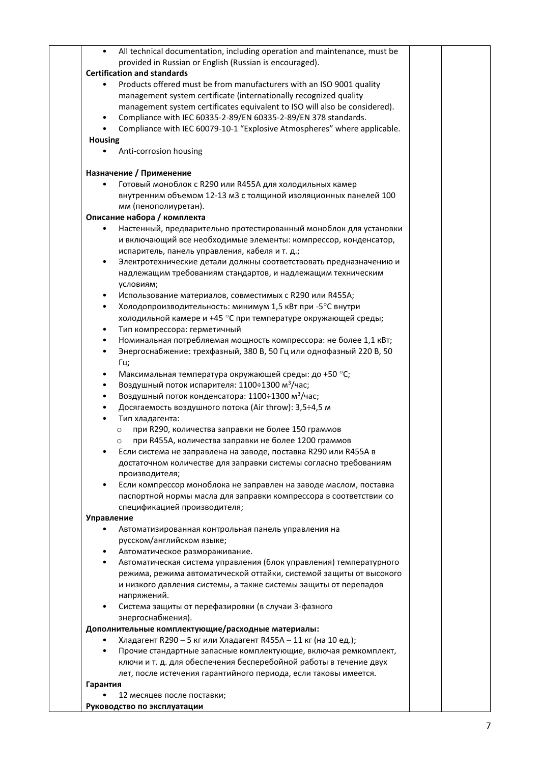- All technical documentation, including operation and maintenance, must be provided in Russian or English (Russian is encouraged).

**Certification and standards**

- Products offered must be from manufacturers with an ISO 9001 quality management system certificate (internationally recognized quality management system certificates equivalent to ISO will also be considered).
- Compliance with IEC 60335-2-89/EN 60335-2-89/EN 378 standards.
- Compliance with IEC 60079-10-1 “Explosive Atmospheres” where applicable.

**Housing**

- Anti-corrosion housing

**Назначение / Применение**

- Готовый моноблок с R290 или R455A для холодильных камер внутренним объемом 12-13 м3 с толщиной изоляционных панелей 100 мм (пенополиуретан).

**Описание набора / комплекта**

- Настенный, предварительно протестированный моноблок для установки и включающий все необходимые элементы: компрессор, конденсатор, испаритель, панель управления, кабеля и т. д.;
- Электротехнические детали должны соответствовать предназначению и надлежащим требованиям стандартов, и надлежащим техническим условиям;
- Использование материалов, совместимых с R290 или R455A;
- Холодопроизводительность: минимум 1,5 кВт при -5°C внутри холодильной камере и +45 °C при температуре окружающей среды;
- Тип компрессора: герметичный
- Номинальная потребляемая мощность компрессора: не более 1,1 кВт;
- Энергоснабжение: трехфазный, 380 В, 50 Гц или однофазный 220 В, 50 Гц;
- Максимальная температура окружающей среды: до +50 °C;
- Воздушный поток испарителя: 1100÷1300 $м^3$/час;
- Воздушный поток конденсатора: 1100÷1300 $м^3$/час;
- Досягаемость воздушного потока (Air throw): 3,5÷4,5 м
- Тип хладагента:
  - при R290, количества заправки не более 150 граммов
  - при R455A, количества заправки не более 1200 граммов
- Если система не заправлена на заводе, поставка R290 или R455A в достаточном количестве для заправки системы согласно требованиям производителя;
- Если компрессор моноблока не заправлен на заводе маслом, поставка паспортной нормы масла для заправки компрессора в соответствии со спецификацией производителя;

**Управление**

- Автоматизированная контрольная панель управления на русском/английском языке;
- Автоматическое размораживание.
- Автоматическая система управления (блок управления) температурного режима, режима автоматической оттайки, системой защиты от высокого и низкого давления системы, а также системы защиты от перепадов напряжений.
- Система защиты от перефазировки (в случаи 3-фазного энергоснабжения).

**Дополнительные комплектующие/расходные материалы:**

- Хладагент R290 – 5 кг или Хладагент R455A – 11 кг (на 10 ед.);
- Прочие стандартные запасные комплектующие, включая ремкомплект, ключи и т. д. для обеспечения бесперебойной работы в течение двух лет, после истечения гарантийного периода, если таковы имеется.

**Гарантия**

- 12 месяцев после поставки;

**Руководство по эксплуатации**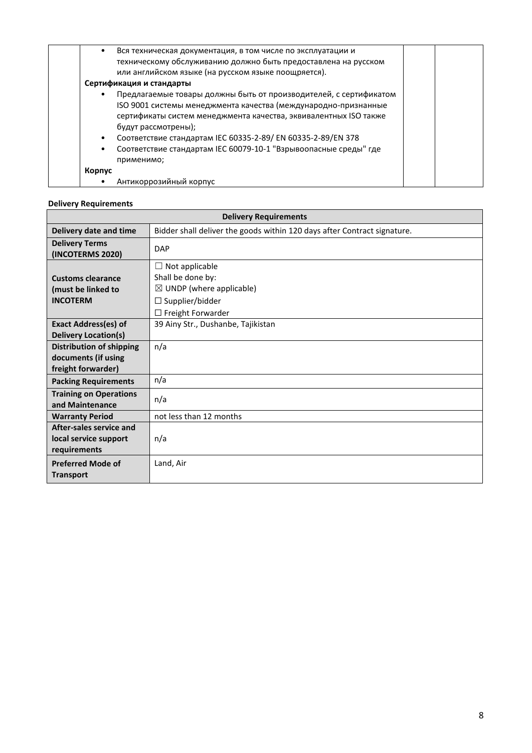| | | | |
|---|---|---|---|
| | • Вся техническая документация, в том числе по эксплуатации и техническому обслуживанию должно быть предоставлена на русском или английском языке (на русском языке поощряется).<br>**Сертификация и стандарты**<br>• Предлагаемые товары должны быть от производителей, с сертификатом ISO 9001 системы менеджмента качества (международно-признанные сертификаты систем менеджмента качества, эквивалентных ISO также будут рассмотрены);<br>• Соответствие стандартам IEC 60335-2-89/ EN 60335-2-89/EN 378<br>• Соответствие стандартам IEC 60079-10-1 "Взрывоопасные среды" где применимо;<br>**Корпус**<br>• Антикоррозийный корпус | | |

**Delivery Requirements**

| Delivery Requirements | |
|---|---|
| **Delivery date and time** | Bidder shall deliver the goods within 120 days after Contract signature. |
| **Delivery Terms (INCOTERMS 2020)** | DAP |
| **Customs clearance (must be linked to INCOTERM** | ☐ Not applicable<br>Shall be done by:<br>☒ UNDP (where applicable)<br>☐ Supplier/bidder<br>☐ Freight Forwarder |
| **Exact Address(es) of Delivery Location(s)** | 39 Ainy Str., Dushanbe, Tajikistan |
| **Distribution of shipping documents (if using freight forwarder)** | n/a |
| **Packing Requirements** | n/a |
| **Training on Operations and Maintenance** | n/a |
| **Warranty Period** | not less than 12 months |
| **After-sales service and local service support requirements** | n/a |
| **Preferred Mode of Transport** | Land, Air |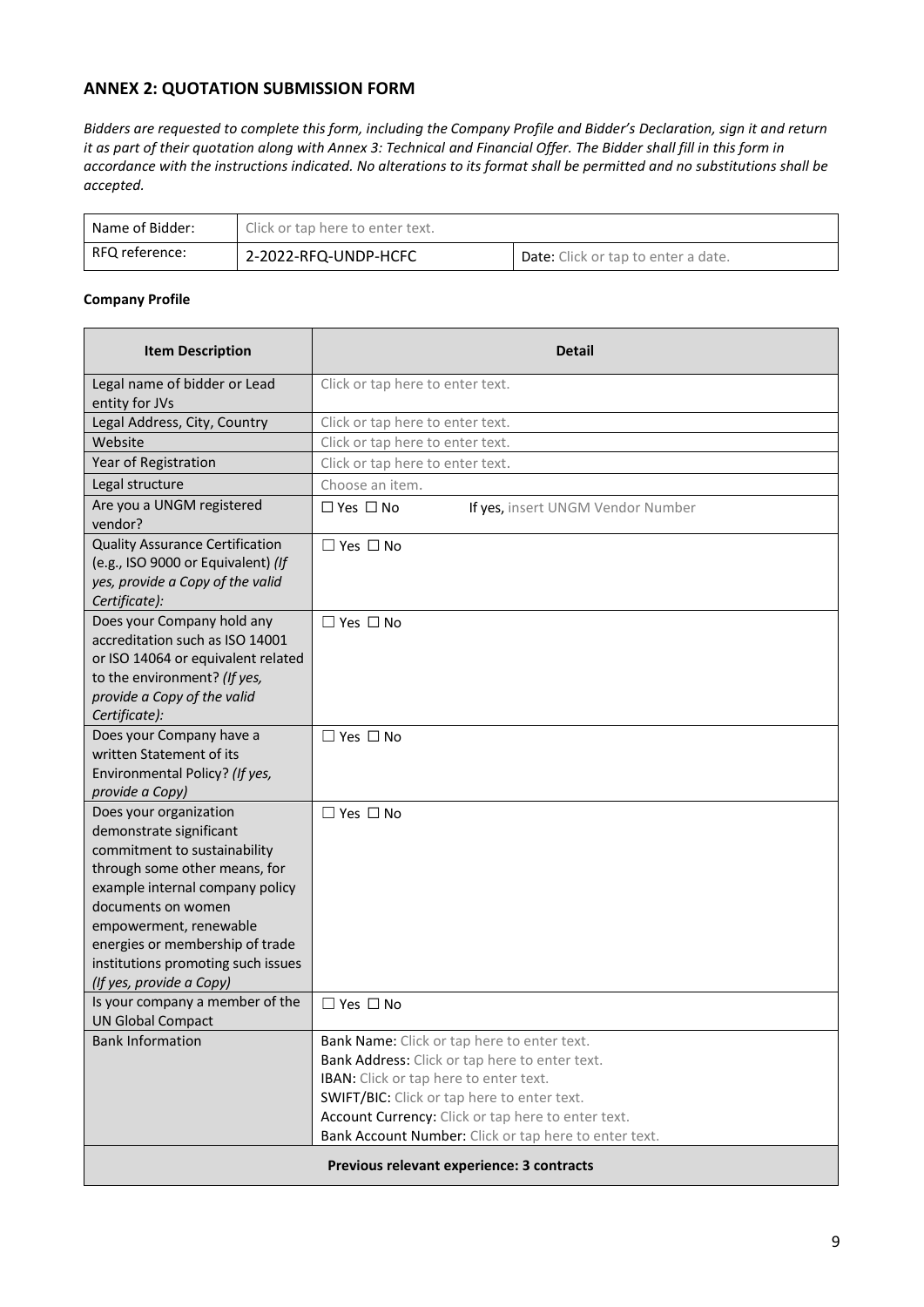## ANNEX 2: QUOTATION SUBMISSION FORM

*Bidders are requested to complete this form, including the Company Profile and Bidder's Declaration, sign it and return it as part of their quotation along with Annex 3: Technical and Financial Offer. The Bidder shall fill in this form in accordance with the instructions indicated. No alterations to its format shall be permitted and no substitutions shall be accepted.*

| Name of Bidder: | Click or tap here to enter text. | |
|---|---|---|
| RFQ reference: | 2-2022-RFQ-UNDP-HCFC | **Date:** Click or tap to enter a date. |

**Company Profile**

| Item Description | Detail |
|---|---|
| Legal name of bidder or Lead entity for JVs | Click or tap here to enter text. |
| Legal Address, City, Country | Click or tap here to enter text. |
| Website | Click or tap here to enter text. |
| Year of Registration | Click or tap here to enter text. |
| Legal structure | Choose an item. |
| Are you a UNGM registered vendor? | ☐ Yes ☐ No If yes, insert UNGM Vendor Number |
| Quality Assurance Certification (e.g., ISO 9000 or Equivalent) *(If yes, provide a Copy of the valid Certificate):* | ☐ Yes ☐ No |
| Does your Company hold any accreditation such as ISO 14001 or ISO 14064 or equivalent related to the environment? *(If yes, provide a Copy of the valid Certificate):* | ☐ Yes ☐ No |
| Does your Company have a written Statement of its Environmental Policy? *(If yes, provide a Copy)* | ☐ Yes ☐ No |
| Does your organization demonstrate significant commitment to sustainability through some other means, for example internal company policy documents on women empowerment, renewable energies or membership of trade institutions promoting such issues *(If yes, provide a Copy)* | ☐ Yes ☐ No |
| Is your company a member of the UN Global Compact | ☐ Yes ☐ No |
| Bank Information | Bank Name: Click or tap here to enter text.<br>Bank Address: Click or tap here to enter text.<br>IBAN: Click or tap here to enter text.<br>SWIFT/BIC: Click or tap here to enter text.<br>Account Currency: Click or tap here to enter text.<br>Bank Account Number: Click or tap here to enter text. |
| **Previous relevant experience: 3 contracts** | |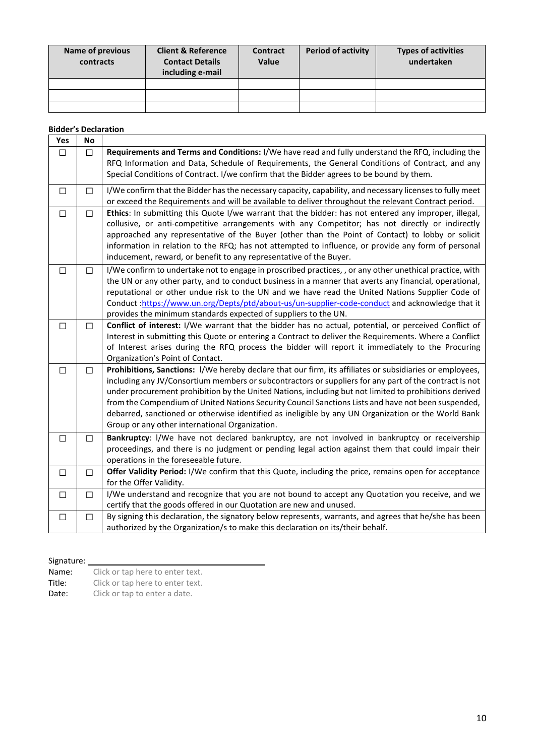| Name of previous contracts | Client & Reference Contact Details including e-mail | Contract Value | Period of activity | Types of activities undertaken |
|---|---|---|---|---|
| | | | | |
| | | | | |
| | | | | |

**Bidder's Declaration**

| Yes | No | |
|---|---|---|
| ☐ | ☐ | **Requirements and Terms and Conditions:** I/We have read and fully understand the RFQ, including the RFQ Information and Data, Schedule of Requirements, the General Conditions of Contract, and any Special Conditions of Contract. I/we confirm that the Bidder agrees to be bound by them. |
| ☐ | ☐ | I/We confirm that the Bidder has the necessary capacity, capability, and necessary licenses to fully meet or exceed the Requirements and will be available to deliver throughout the relevant Contract period. |
| ☐ | ☐ | **Ethics**: In submitting this Quote I/we warrant that the bidder: has not entered any improper, illegal, collusive, or anti-competitive arrangements with any Competitor; has not directly or indirectly approached any representative of the Buyer (other than the Point of Contact) to lobby or solicit information in relation to the RFQ; has not attempted to influence, or provide any form of personal inducement, reward, or benefit to any representative of the Buyer. |
| ☐ | ☐ | I/We confirm to undertake not to engage in proscribed practices, , or any other unethical practice, with the UN or any other party, and to conduct business in a manner that averts any financial, operational, reputational or other undue risk to the UN and we have read the United Nations Supplier Code of Conduct :[https://www.un.org/Depts/ptd/about-us/un-supplier-code-conduct](https://www.un.org/Depts/ptd/about-us/un-supplier-code-conduct) and acknowledge that it provides the minimum standards expected of suppliers to the UN. |
| ☐ | ☐ | **Conflict of interest:** I/We warrant that the bidder has no actual, potential, or perceived Conflict of Interest in submitting this Quote or entering a Contract to deliver the Requirements. Where a Conflict of Interest arises during the RFQ process the bidder will report it immediately to the Procuring Organization's Point of Contact. |
| ☐ | ☐ | **Prohibitions, Sanctions:** I/We hereby declare that our firm, its affiliates or subsidiaries or employees, including any JV/Consortium members or subcontractors or suppliers for any part of the contract is not under procurement prohibition by the United Nations, including but not limited to prohibitions derived from the Compendium of United Nations Security Council Sanctions Lists and have not been suspended, debarred, sanctioned or otherwise identified as ineligible by any UN Organization or the World Bank Group or any other international Organization. |
| ☐ | ☐ | **Bankruptcy**: I/We have not declared bankruptcy, are not involved in bankruptcy or receivership proceedings, and there is no judgment or pending legal action against them that could impair their operations in the foreseeable future. |
| ☐ | ☐ | **Offer Validity Period:** I/We confirm that this Quote, including the price, remains open for acceptance for the Offer Validity. |
| ☐ | ☐ | I/We understand and recognize that you are not bound to accept any Quotation you receive, and we certify that the goods offered in our Quotation are new and unused. |
| ☐ | ☐ | By signing this declaration, the signatory below represents, warrants, and agrees that he/she has been authorized by the Organization/s to make this declaration on its/their behalf. |

Signature: ______________________________

Name: Click or tap here to enter text.

Title: Click or tap here to enter text.

Date: Click or tap to enter a date.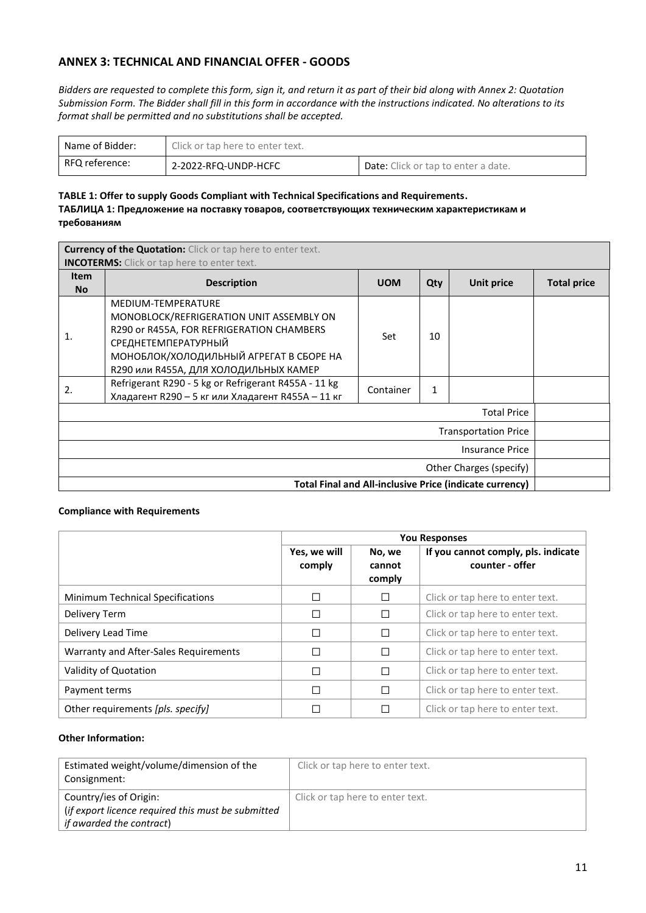## ANNEX 3: TECHNICAL AND FINANCIAL OFFER - GOODS

*Bidders are requested to complete this form, sign it, and return it as part of their bid along with Annex 2: Quotation Submission Form. The Bidder shall fill in this form in accordance with the instructions indicated. No alterations to its format shall be permitted and no substitutions shall be accepted.*

| Name of Bidder: | Click or tap here to enter text. | |
|---|---|---|
| RFQ reference: | 2-2022-RFQ-UNDP-HCFC | **Date:** Click or tap to enter a date. |

**TABLE 1: Offer to supply Goods Compliant with Technical Specifications and Requirements.**
**ТАБЛИЦА 1: Предложение на поставку товаров, соответствующих техническим характеристикам и требованиям**

| **Currency of the Quotation:** Click or tap here to enter text. **INCOTERMS:** Click or tap here to enter text. | | | | | |
|---|---|---|---|---|---|
| **Item No** | **Description** | **UOM** | **Qty** | **Unit price** | **Total price** |
| 1. | MEDIUM-TEMPERATURE MONOBLOCK/REFRIGERATION UNIT ASSEMBLY ON R290 or R455A, FOR REFRIGERATION CHAMBERS СРЕДНЕТЕМПЕРАТУРНЫЙ МОНОБЛОК/ХОЛОДИЛЬНЫЙ АГРЕГАТ В СБОРЕ НА R290 или R455A, ДЛЯ ХОЛОДИЛЬНЫХ КАМЕР | Set | 10 | | |
| 2. | Refrigerant R290 - 5 kg or Refrigerant R455A - 11 kg Хладагент R290 – 5 кг или Хладагент R455A – 11 кг | Container | 1 | | |
| | | | | Total Price | |
| | | | | Transportation Price | |
| | | | | Insurance Price | |
| | | | | Other Charges (specify) | |
| | | | | **Total Final and All-inclusive Price (indicate currency)** | |

**Compliance with Requirements**

| | **You Responses** | | |
|---|---|---|---|
| | **Yes, we will comply** | **No, we cannot comply** | **If you cannot comply, pls. indicate counter - offer** |
| Minimum Technical Specifications | ☐ | ☐ | Click or tap here to enter text. |
| Delivery Term | ☐ | ☐ | Click or tap here to enter text. |
| Delivery Lead Time | ☐ | ☐ | Click or tap here to enter text. |
| Warranty and After-Sales Requirements | ☐ | ☐ | Click or tap here to enter text. |
| Validity of Quotation | ☐ | ☐ | Click or tap here to enter text. |
| Payment terms | ☐ | ☐ | Click or tap here to enter text. |
| Other requirements *[pls. specify]* | ☐ | ☐ | Click or tap here to enter text. |

**Other Information:**

| Estimated weight/volume/dimension of the Consignment: | Click or tap here to enter text. |
|---|---|
| Country/ies of Origin: (*if export licence required this must be submitted if awarded the contract*) | Click or tap here to enter text. |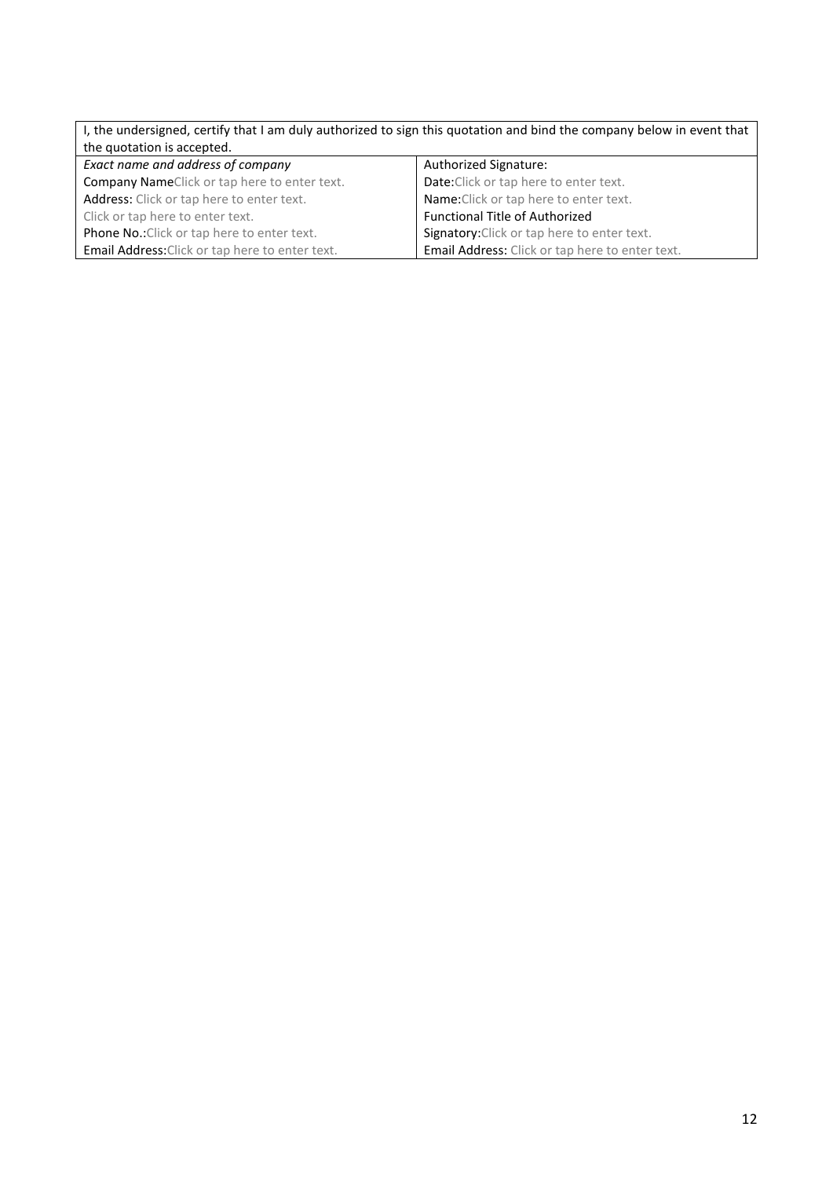| I, the undersigned, certify that I am duly authorized to sign this quotation and bind the company below in event that the quotation is accepted. | |
|---|---|
| *Exact name and address of company* | Authorized Signature: |
| **Company Name**Click or tap here to enter text. | **Date:**Click or tap here to enter text. |
| **Address:** Click or tap here to enter text. | **Name:**Click or tap here to enter text. |
| Click or tap here to enter text. | Functional Title of Authorized |
| **Phone No.:**Click or tap here to enter text. | **Signatory:**Click or tap here to enter text. |
| **Email Address:**Click or tap here to enter text. | **Email Address:** Click or tap here to enter text. |